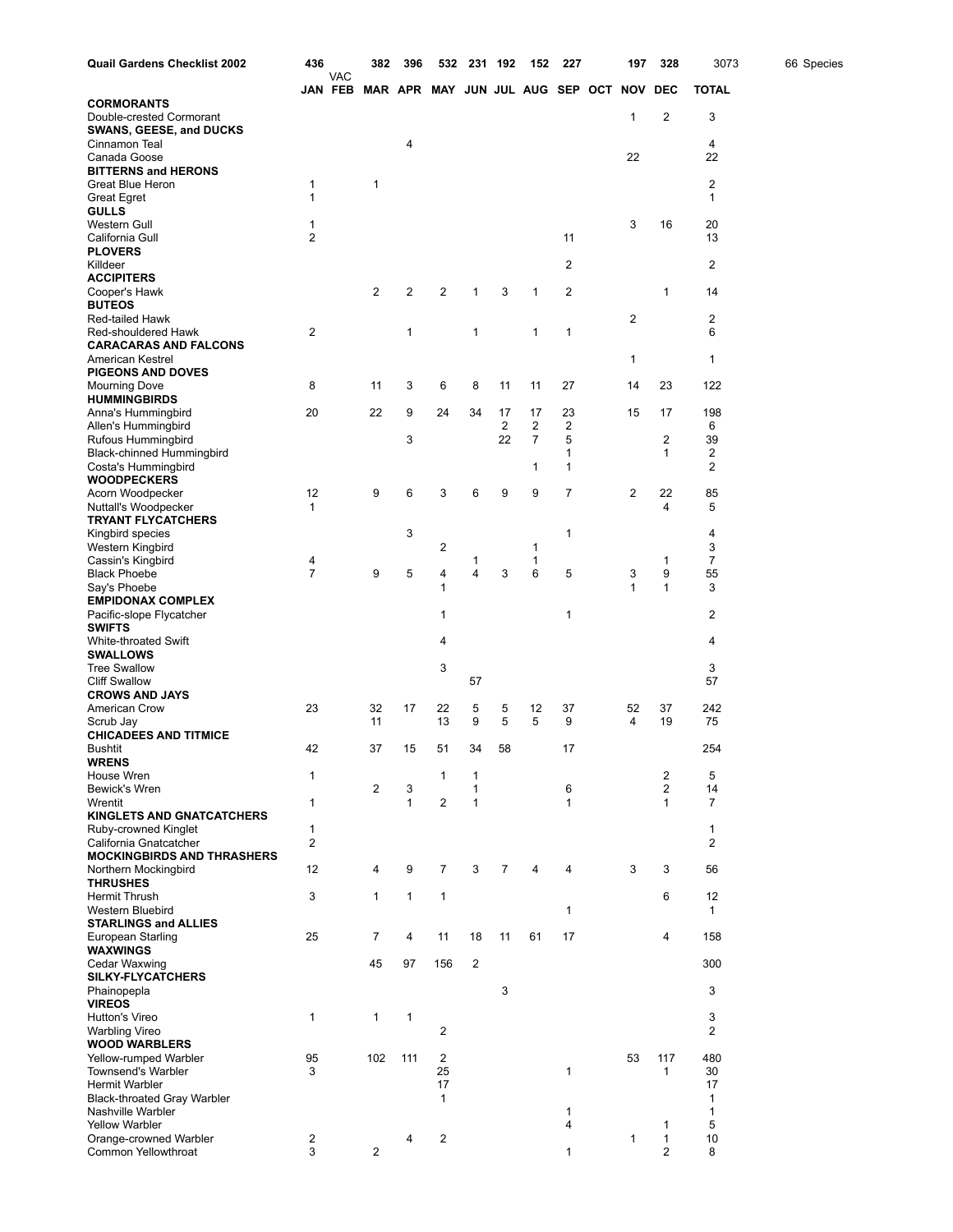| Quail Gardens Checklist 2002 | 436 | VAC | 382 | 396 | 532 | 231 | 192 | 152 | 227 | | 197 | 328 | 3073 | 66 Species |
|---|---|---|---|---|---|---|---|---|---|---|---|---|---|---|
| | JAN | FEB | MAR | APR | MAY | JUN | JUL | AUG | SEP | OCT | NOV | DEC | TOTAL | |
| **CORMORANTS** | | | | | | | | | | | | | | |
| Double-crested Cormorant | | | | | | | | | | | 1 | 2 | 3 | |
| **SWANS, GEESE, and DUCKS** | | | | | | | | | | | | | | |
| Cinnamon Teal | | | | 4 | | | | | | | | | 4 | |
| Canada Goose | | | | | | | | | | | 22 | | 22 | |
| **BITTERNS and HERONS** | | | | | | | | | | | | | | |
| Great Blue Heron | 1 | | 1 | | | | | | | | | | 2 | |
| Great Egret | 1 | | | | | | | | | | | | 1 | |
| **GULLS** | | | | | | | | | | | | | | |
| Western Gull | 1 | | | | | | | | | | 3 | 16 | 20 | |
| California Gull | 2 | | | | | | | | 11 | | | | 13 | |
| **PLOVERS** | | | | | | | | | | | | | | |
| Killdeer | | | | | | | | | 2 | | | | 2 | |
| **ACCIPITERS** | | | | | | | | | | | | | | |
| Cooper's Hawk | | | 2 | 2 | 2 | 1 | 3 | 1 | 2 | | | 1 | 14 | |
| **BUTEOS** | | | | | | | | | | | | | | |
| Red-tailed Hawk | | | | | | | | | | | 2 | | 2 | |
| Red-shouldered Hawk | 2 | | | 1 | | 1 | | 1 | 1 | | | | 6 | |
| **CARACARAS AND FALCONS** | | | | | | | | | | | | | | |
| American Kestrel | | | | | | | | | | | 1 | | 1 | |
| **PIGEONS AND DOVES** | | | | | | | | | | | | | | |
| Mourning Dove | 8 | | 11 | 3 | 6 | 8 | 11 | 11 | 27 | | 14 | 23 | 122 | |
| **HUMMINGBIRDS** | | | | | | | | | | | | | | |
| Anna's Hummingbird | 20 | | 22 | 9 | 24 | 34 | 17 | 17 | 23 | | 15 | 17 | 198 | |
| Allen's Hummingbird | | | | | | | 2 | 2 | 2 | | | | 6 | |
| Rufous Hummingbird | | | | 3 | | | 22 | 7 | 5 | | | 2 | 39 | |
| Black-chinned Hummingbird | | | | | | | | | 1 | | | 1 | 2 | |
| Costa's Hummingbird | | | | | | | | 1 | 1 | | | | 2 | |
| **WOODPECKERS** | | | | | | | | | | | | | | |
| Acorn Woodpecker | 12 | | 9 | 6 | 3 | 6 | 9 | 9 | 7 | | 2 | 22 | 85 | |
| Nuttall's Woodpecker | 1 | | | | | | | | | | | 4 | 5 | |
| **TRYANT FLYCATCHERS** | | | | | | | | | | | | | | |
| Kingbird species | | | | 3 | | | | | 1 | | | | 4 | |
| Western Kingbird | | | | | 2 | | | 1 | | | | | 3 | |
| Cassin's Kingbird | 4 | | | | | 1 | | 1 | | | | 1 | 7 | |
| Black Phoebe | 7 | | 9 | 5 | 4 | 4 | 3 | 6 | 5 | | 3 | 9 | 55 | |
| Say's Phoebe | | | | | 1 | | | | | | 1 | 1 | 3 | |
| **EMPIDONAX COMPLEX** | | | | | | | | | | | | | | |
| Pacific-slope Flycatcher | | | | | 1 | | | | 1 | | | | 2 | |
| **SWIFTS** | | | | | | | | | | | | | | |
| White-throated Swift | | | | | 4 | | | | | | | | 4 | |
| **SWALLOWS** | | | | | | | | | | | | | | |
| Tree Swallow | | | | | 3 | | | | | | | | 3 | |
| Cliff Swallow | | | | | | 57 | | | | | | | 57 | |
| **CROWS AND JAYS** | | | | | | | | | | | | | | |
| American Crow | 23 | | 32 | 17 | 22 | 5 | 5 | 12 | 37 | | 52 | 37 | 242 | |
| Scrub Jay | | | 11 | | 13 | 9 | 5 | 5 | 9 | | 4 | 19 | 75 | |
| **CHICADEES AND TITMICE** | | | | | | | | | | | | | | |
| Bushtit | 42 | | 37 | 15 | 51 | 34 | 58 | | 17 | | | | 254 | |
| **WRENS** | | | | | | | | | | | | | | |
| House Wren | 1 | | | | 1 | 1 | | | | | | 2 | 5 | |
| Bewick's Wren | | | 2 | 3 | | 1 | | | 6 | | | 2 | 14 | |
| Wrentit | 1 | | | 1 | 2 | 1 | | | 1 | | | 1 | 7 | |
| **KINGLETS AND GNATCATCHERS** | | | | | | | | | | | | | | |
| Ruby-crowned Kinglet | 1 | | | | | | | | | | | | 1 | |
| California Gnatcatcher | 2 | | | | | | | | | | | | 2 | |
| **MOCKINGBIRDS AND THRASHERS** | | | | | | | | | | | | | | |
| Northern Mockingbird | 12 | | 4 | 9 | 7 | 3 | 7 | 4 | 4 | | 3 | 3 | 56 | |
| **THRUSHES** | | | | | | | | | | | | | | |
| Hermit Thrush | 3 | | 1 | 1 | 1 | | | | | | | 6 | 12 | |
| Western Bluebird | | | | | | | | | 1 | | | | 1 | |
| **STARLINGS and ALLIES** | | | | | | | | | | | | | | |
| European Starling | 25 | | 7 | 4 | 11 | 18 | 11 | 61 | 17 | | | 4 | 158 | |
| **WAXWINGS** | | | | | | | | | | | | | | |
| Cedar Waxwing | | | 45 | 97 | 156 | 2 | | | | | | | 300 | |
| **SILKY-FLYCATCHERS** | | | | | | | | | | | | | | |
| Phainopepla | | | | | | | 3 | | | | | | 3 | |
| **VIREOS** | | | | | | | | | | | | | | |
| Hutton's Vireo | 1 | | 1 | 1 | | | | | | | | | 3 | |
| Warbling Vireo | | | | | 2 | | | | | | | | 2 | |
| **WOOD WARBLERS** | | | | | | | | | | | | | | |
| Yellow-rumped Warbler | 95 | | 102 | 111 | 2 | | | | | | 53 | 117 | 480 | |
| Townsend's Warbler | 3 | | | | 25 | | | | 1 | | | 1 | 30 | |
| Hermit Warbler | | | | | 17 | | | | | | | | 17 | |
| Black-throated Gray Warbler | | | | | 1 | | | | | | | | 1 | |
| Nashville Warbler | | | | | | | | | 1 | | | | 1 | |
| Yellow Warbler | | | | | | | | | 4 | | | 1 | 5 | |
| Orange-crowned Warbler | 2 | | | 4 | 2 | | | | | | 1 | 1 | 10 | |
| Common Yellowthroat | 3 | | 2 | | | | | | 1 | | | 2 | 8 | |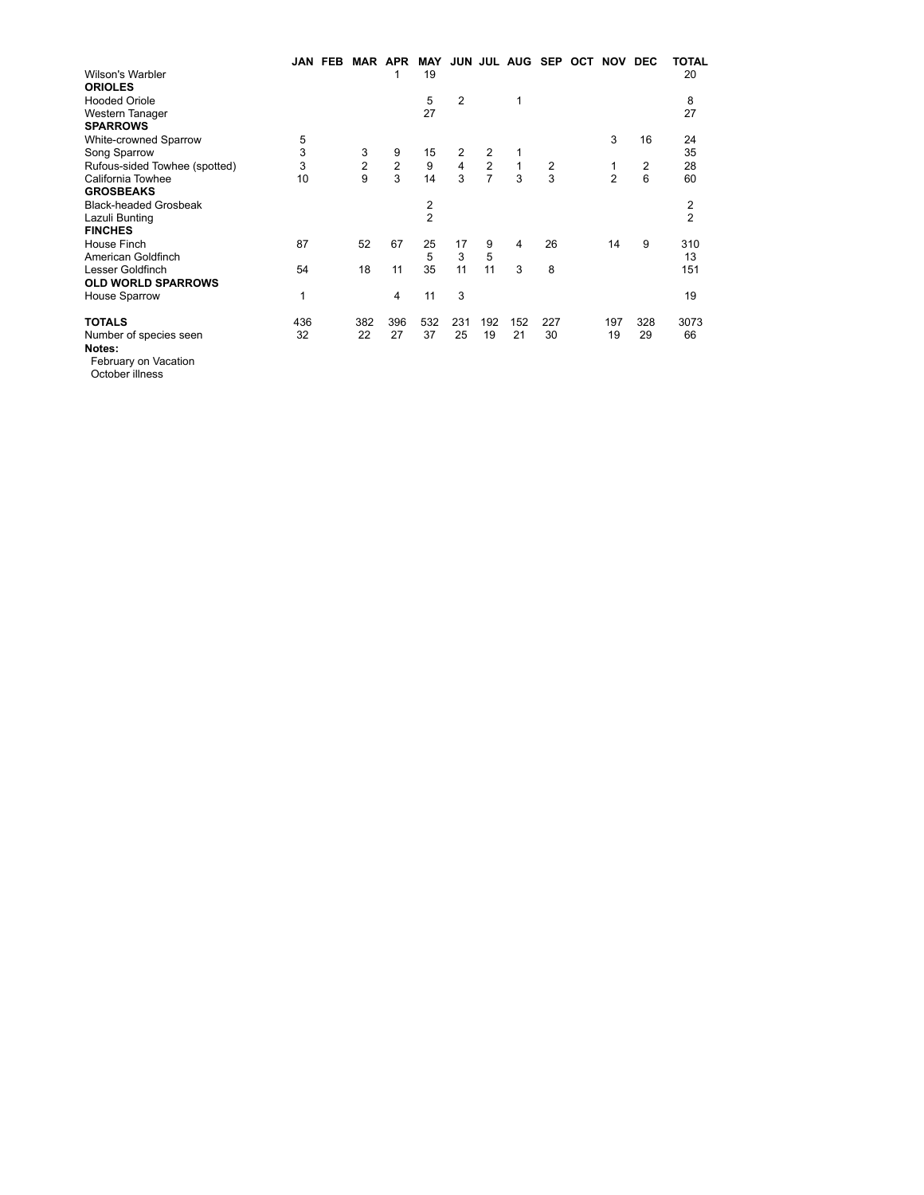| | JAN | FEB | MAR | APR | MAY | JUN | JUL | AUG | SEP | OCT | NOV | DEC | TOTAL |
|---|---|---|---|---|---|---|---|---|---|---|---|---|---|
| Wilson's Warbler | | | | 1 | 19 | | | | | | | | 20 |
| **ORIOLES** | | | | | | | | | | | | | |
| Hooded Oriole | | | | | 5 | 2 | | 1 | | | | | 8 |
| Western Tanager | | | | | 27 | | | | | | | | 27 |
| **SPARROWS** | | | | | | | | | | | | | |
| White-crowned Sparrow | 5 | | | | | | | | | | 3 | 16 | 24 |
| Song Sparrow | 3 | | 3 | 9 | 15 | 2 | 2 | 1 | | | | | 35 |
| Rufous-sided Towhee (spotted) | 3 | | 2 | 2 | 9 | 4 | 2 | 1 | 2 | | 1 | 2 | 28 |
| California Towhee | 10 | | 9 | 3 | 14 | 3 | 7 | 3 | 3 | | 2 | 6 | 60 |
| **GROSBEAKS** | | | | | | | | | | | | | |
| Black-headed Grosbeak | | | | | 2 | | | | | | | | 2 |
| Lazuli Bunting | | | | | 2 | | | | | | | | 2 |
| **FINCHES** | | | | | | | | | | | | | |
| House Finch | 87 | | 52 | 67 | 25 | 17 | 9 | 4 | 26 | | 14 | 9 | 310 |
| American Goldfinch | | | | | 5 | 3 | 5 | | | | | | 13 |
| Lesser Goldfinch | 54 | | 18 | 11 | 35 | 11 | 11 | 3 | 8 | | | | 151 |
| **OLD WORLD SPARROWS** | | | | | | | | | | | | | |
| House Sparrow | 1 | | | 4 | 11 | 3 | | | | | | | 19 |
| | | | | | | | | | | | | | |
| **TOTALS** | 436 | | 382 | 396 | 532 | 231 | 192 | 152 | 227 | | 197 | 328 | 3073 |
| Number of species seen | 32 | | 22 | 27 | 37 | 25 | 19 | 21 | 30 | | 19 | 29 | 66 |

**Notes:**

February on Vacation

October illness